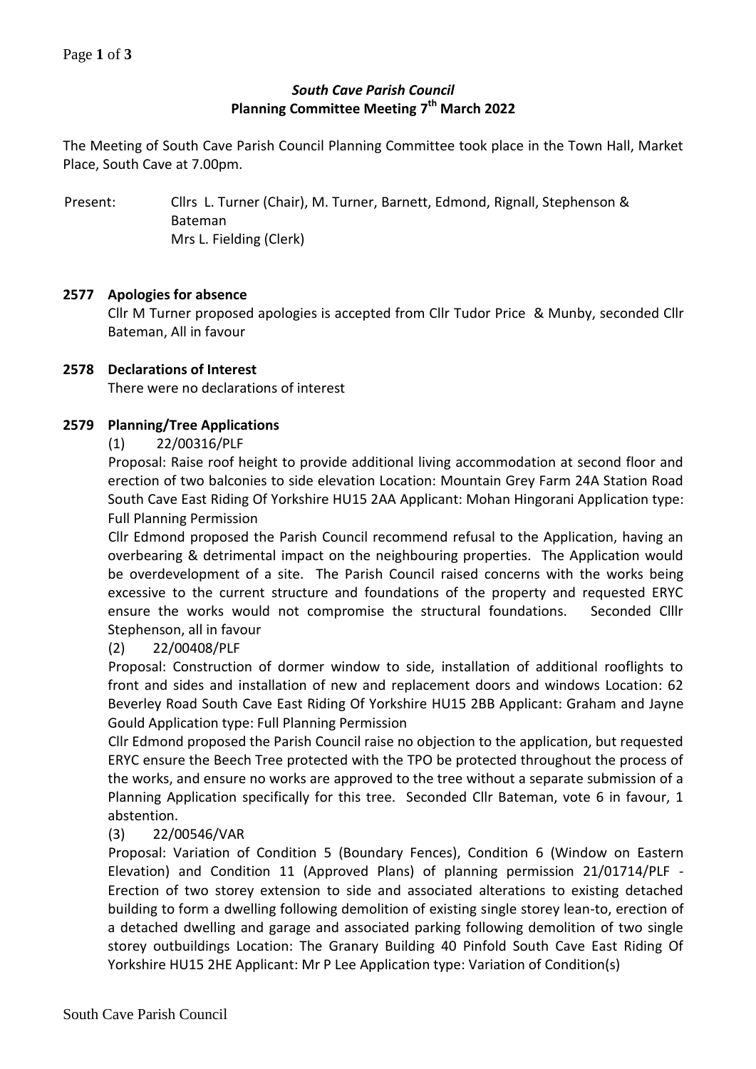### *South Cave Parish Council*
### Planning Committee Meeting 7th March 2022

The Meeting of South Cave Parish Council Planning Committee took place in the Town Hall, Market Place, South Cave at 7.00pm.

Present: Cllrs L. Turner (Chair), M. Turner, Barnett, Edmond, Rignall, Stephenson & Bateman
Mrs L. Fielding (Clerk)

**2577 Apologies for absence**

Cllr M Turner proposed apologies is accepted from Cllr Tudor Price & Munby, seconded Cllr Bateman, All in favour

**2578 Declarations of Interest**

There were no declarations of interest

**2579 Planning/Tree Applications**

(1) 22/00316/PLF

Proposal: Raise roof height to provide additional living accommodation at second floor and erection of two balconies to side elevation Location: Mountain Grey Farm 24A Station Road South Cave East Riding Of Yorkshire HU15 2AA Applicant: Mohan Hingorani Application type: Full Planning Permission

Cllr Edmond proposed the Parish Council recommend refusal to the Application, having an overbearing & detrimental impact on the neighbouring properties. The Application would be overdevelopment of a site. The Parish Council raised concerns with the works being excessive to the current structure and foundations of the property and requested ERYC ensure the works would not compromise the structural foundations. Seconded Clllr Stephenson, all in favour

(2) 22/00408/PLF

Proposal: Construction of dormer window to side, installation of additional rooflights to front and sides and installation of new and replacement doors and windows Location: 62 Beverley Road South Cave East Riding Of Yorkshire HU15 2BB Applicant: Graham and Jayne Gould Application type: Full Planning Permission

Cllr Edmond proposed the Parish Council raise no objection to the application, but requested ERYC ensure the Beech Tree protected with the TPO be protected throughout the process of the works, and ensure no works are approved to the tree without a separate submission of a Planning Application specifically for this tree. Seconded Cllr Bateman, vote 6 in favour, 1 abstention.

(3) 22/00546/VAR

Proposal: Variation of Condition 5 (Boundary Fences), Condition 6 (Window on Eastern Elevation) and Condition 11 (Approved Plans) of planning permission 21/01714/PLF - Erection of two storey extension to side and associated alterations to existing detached building to form a dwelling following demolition of existing single storey lean-to, erection of a detached dwelling and garage and associated parking following demolition of two single storey outbuildings Location: The Granary Building 40 Pinfold South Cave East Riding Of Yorkshire HU15 2HE Applicant: Mr P Lee Application type: Variation of Condition(s)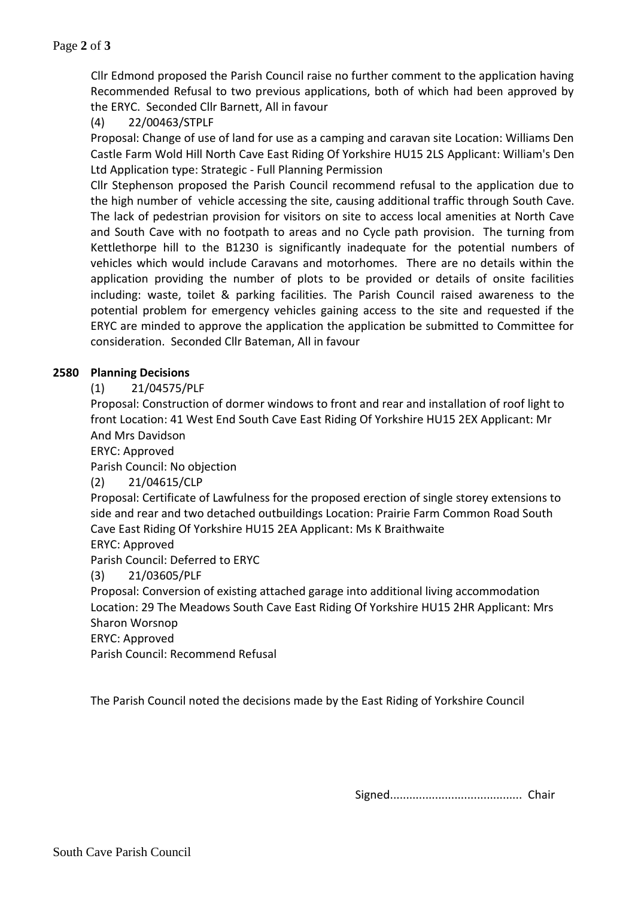Cllr Edmond proposed the Parish Council raise no further comment to the application having Recommended Refusal to two previous applications, both of which had been approved by the ERYC. Seconded Cllr Barnett, All in favour

(4) 22/00463/STPLF

Proposal: Change of use of land for use as a camping and caravan site Location: Williams Den Castle Farm Wold Hill North Cave East Riding Of Yorkshire HU15 2LS Applicant: William's Den Ltd Application type: Strategic - Full Planning Permission

Cllr Stephenson proposed the Parish Council recommend refusal to the application due to the high number of vehicle accessing the site, causing additional traffic through South Cave. The lack of pedestrian provision for visitors on site to access local amenities at North Cave and South Cave with no footpath to areas and no Cycle path provision. The turning from Kettlethorpe hill to the B1230 is significantly inadequate for the potential numbers of vehicles which would include Caravans and motorhomes. There are no details within the application providing the number of plots to be provided or details of onsite facilities including: waste, toilet & parking facilities. The Parish Council raised awareness to the potential problem for emergency vehicles gaining access to the site and requested if the ERYC are minded to approve the application the application be submitted to Committee for consideration. Seconded Cllr Bateman, All in favour

**2580 Planning Decisions**

(1) 21/04575/PLF

Proposal: Construction of dormer windows to front and rear and installation of roof light to front Location: 41 West End South Cave East Riding Of Yorkshire HU15 2EX Applicant: Mr And Mrs Davidson

ERYC: Approved

Parish Council: No objection

(2) 21/04615/CLP

Proposal: Certificate of Lawfulness for the proposed erection of single storey extensions to side and rear and two detached outbuildings Location: Prairie Farm Common Road South Cave East Riding Of Yorkshire HU15 2EA Applicant: Ms K Braithwaite

ERYC: Approved

Parish Council: Deferred to ERYC

(3) 21/03605/PLF

Proposal: Conversion of existing attached garage into additional living accommodation Location: 29 The Meadows South Cave East Riding Of Yorkshire HU15 2HR Applicant: Mrs Sharon Worsnop

ERYC: Approved

Parish Council: Recommend Refusal

The Parish Council noted the decisions made by the East Riding of Yorkshire Council

Signed........................................ Chair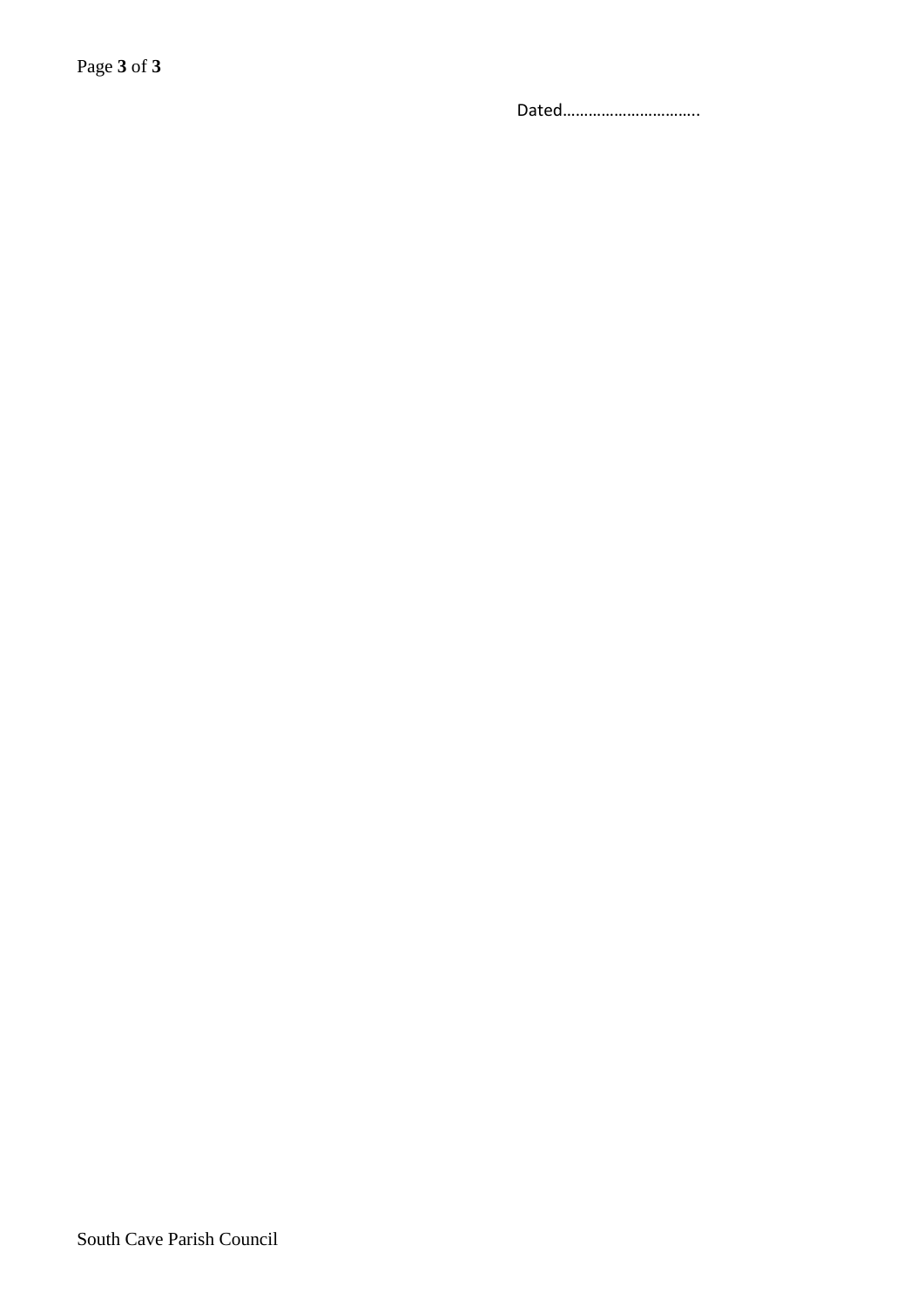Dated…………………………..